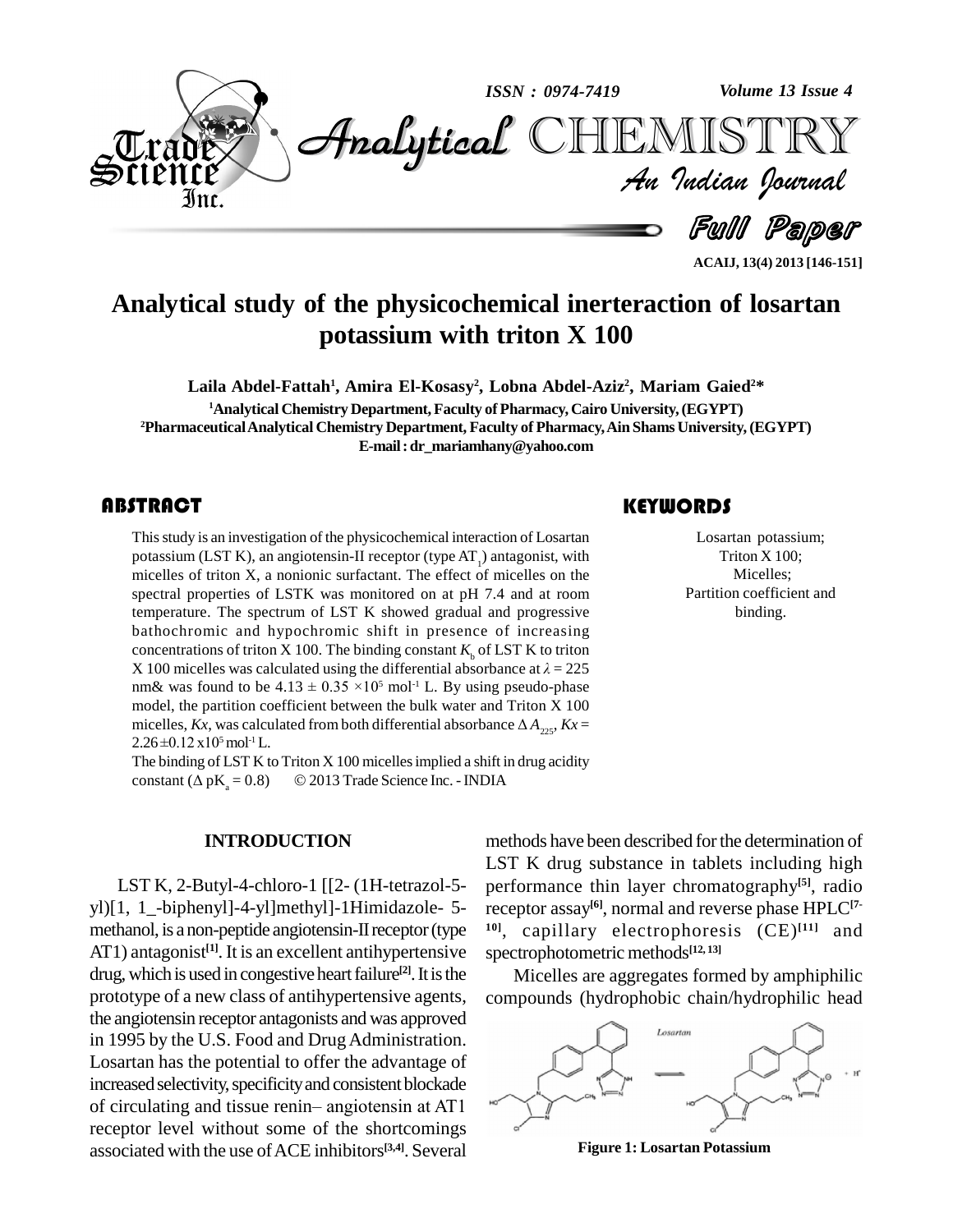# Analytical study of the physicochemical inerteraction of losartan potassium with triton X 100

**Laila Abdel-Fattah[1], Amira El-Kosasy[2], Lobna Abdel-Aziz[2], Mariam Gaied[2]***

[1]Analytical Chemistry Department, Faculty of Pharmacy, Cairo University, (EGYPT)
[2]Pharmaceutical Analytical Chemistry Department, Faculty of Pharmacy, Ain Shams University, (EGYPT)
E-mail : dr_mariamhany@yahoo.com

## ABSTRACT

This study is an investigation of the physicochemical interaction of Losartan potassium (LST K), an angiotensin-II receptor (type $AT_1$) antagonist, with micelles of triton X, a nonionic surfactant. The effect of micelles on the spectral properties of LSTK was monitored on at pH 7.4 and at room temperature. The spectrum of LST K showed gradual and progressive bathochromic and hypochromic shift in presence of increasing concentrations of triton X 100. The binding constant $K_b$ of LST K to triton X 100 micelles was calculated using the differential absorbance at $\lambda = 225$ nm& was found to be $4.13 \pm 0.35 \times 10^5$ $mol^{-1}$ L. By using pseudo-phase model, the partition coefficient between the bulk water and Triton X 100 micelles, $Kx$, was calculated from both differential absorbance $\Delta A_{225}$, $Kx = 2.26 \pm 0.12 \times 10^5$ $mol^{-1}$ L.

The binding of LST K to Triton X 100 micelles implied a shift in drug acidity constant ($\Delta pK_a = 0.8$) © 2013 Trade Science Inc. - INDIA

## KEYWORDS

Losartan potassium;
Triton X 100;
Micelles;
Partition coefficient and binding.

## INTRODUCTION

LST K, 2-Butyl-4-chloro-1 [[2- (1H-tetrazol-5-yl)[1, 1_-biphenyl]-4-yl]methyl]-1Himidazole- 5-methanol, is a non-peptide angiotensin-II receptor (type AT1) antagonist[1]. It is an excellent antihypertensive drug, which is used in congestive heart failure[2]. It is the prototype of a new class of antihypertensive agents, the angiotensin receptor antagonists and was approved in 1995 by the U.S. Food and Drug Administration. Losartan has the potential to offer the advantage of increased selectivity, specificity and consistent blockade of circulating and tissue renin– angiotensin at AT1 receptor level without some of the shortcomings associated with the use of ACE inhibitors[3,4]. Several methods have been described for the determination of LST K drug substance in tablets including high performance thin layer chromatography[5], radio receptor assay[6], normal and reverse phase HPLC[7-10], capillary electrophoresis (CE)[11] and spectrophotometric methods[12, 13]

Micelles are aggregates formed by amphiphilic compounds (hydrophobic chain/hydrophilic head

Figure 1: Losartan Potassium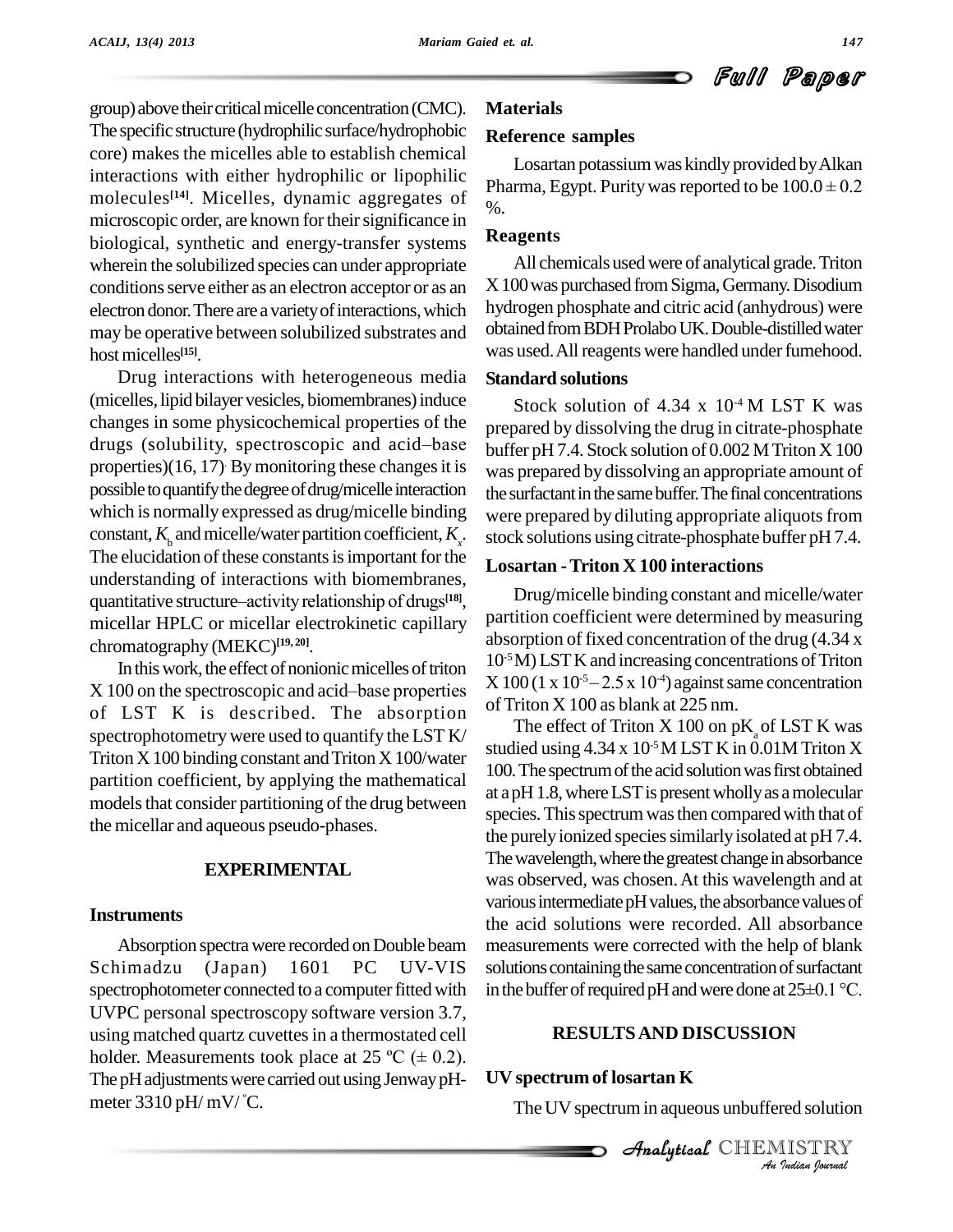group) above their critical micelle concentration (CMC). The specific structure (hydrophilic surface/hydrophobic core) makes the micelles able to establish chemical interactions with either hydrophilic or lipophilic molecules[14]. Micelles, dynamic aggregates of microscopic order, are known for their significance in biological, synthetic and energy-transfer systems wherein the solubilized species can under appropriate conditions serve either as an electron acceptor or as an electron donor. There are a variety of interactions, which may be operative between solubilized substrates and host micelles[15].

Drug interactions with heterogeneous media (micelles, lipid bilayer vesicles, biomembranes) induce changes in some physicochemical properties of the drugs (solubility, spectroscopic and acid–base properties)(16, 17). By monitoring these changes it is possible to quantify the degree of drug/micelle interaction which is normally expressed as drug/micelle binding constant, $K_b$ and micelle/water partition coefficient, $K_x$. The elucidation of these constants is important for the understanding of interactions with biomembranes, quantitative structure–activity relationship of drugs[18], micellar HPLC or micellar electrokinetic capillary chromatography (MEKC)[19, 20].

In this work, the effect of nonionic micelles of triton X 100 on the spectroscopic and acid–base properties of LST K is described. The absorption spectrophotometry were used to quantify the LST K/ Triton X 100 binding constant and Triton X 100/water partition coefficient, by applying the mathematical models that consider partitioning of the drug between the micellar and aqueous pseudo-phases.

## EXPERIMENTAL

### Instruments

Absorption spectra were recorded on Double beam Schimadzu (Japan) 1601 PC UV-VIS spectrophotometer connected to a computer fitted with UVPC personal spectroscopy software version 3.7, using matched quartz cuvettes in a thermostated cell holder. Measurements took place at 25 ºC (± 0.2). The pH adjustments were carried out using Jenway pH-meter 3310 pH/ mV/ ˚C.

### Materials

#### Reference samples

Losartan potassium was kindly provided by Alkan Pharma, Egypt. Purity was reported to be 100.0 ± 0.2 %.

#### Reagents

All chemicals used were of analytical grade. Triton X 100 was purchased from Sigma, Germany. Disodium hydrogen phosphate and citric acid (anhydrous) were obtained from BDH Prolabo UK. Double-distilled water was used. All reagents were handled under fumehood.

#### Standard solutions

Stock solution of $4.34 \times 10^{-4}$ M LST K was prepared by dissolving the drug in citrate-phosphate buffer pH 7.4. Stock solution of 0.002 M Triton X 100 was prepared by dissolving an appropriate amount of the surfactant in the same buffer. The final concentrations were prepared by diluting appropriate aliquots from stock solutions using citrate-phosphate buffer pH 7.4.

### Losartan - Triton X 100 interactions

Drug/micelle binding constant and micelle/water partition coefficient were determined by measuring absorption of fixed concentration of the drug ($4.34 \times 10^{-5}$ M) LST K and increasing concentrations of Triton X 100 ($1 \times 10^{-5} – 2.5 \times 10^{-4}$) against same concentration of Triton X 100 as blank at 225 nm.

The effect of Triton X 100 on $pK_a$ of LST K was studied using $4.34 \times 10^{-5}$ M LST K in 0.01M Triton X 100. The spectrum of the acid solution was first obtained at a pH 1.8, where LST is present wholly as a molecular species. This spectrum was then compared with that of the purely ionized species similarly isolated at pH 7.4. The wavelength, where the greatest change in absorbance was observed, was chosen. At this wavelength and at various intermediate pH values, the absorbance values of the acid solutions were recorded. All absorbance measurements were corrected with the help of blank solutions containing the same concentration of surfactant in the buffer of required pH and were done at 25±0.1 °C.

## RESULTS AND DISCUSSION

### UV spectrum of losartan K

The UV spectrum in aqueous unbuffered solution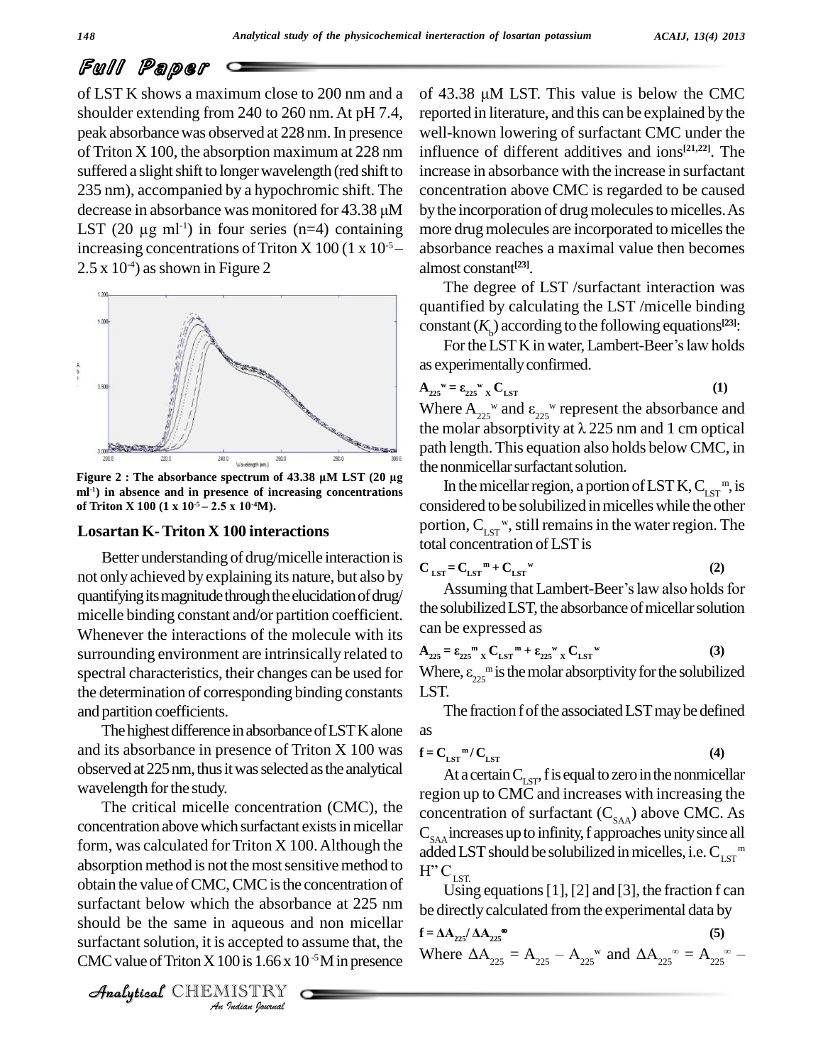of LST K shows a maximum close to 200 nm and a shoulder extending from 240 to 260 nm. At pH 7.4, peak absorbance was observed at 228 nm. In presence of Triton X 100, the absorption maximum at 228 nm suffered a slight shift to longer wavelength (red shift to 235 nm), accompanied by a hypochromic shift. The decrease in absorbance was monitored for 43.38 μM LST (20 μg $ml^{-1}$) in four series (n=4) containing increasing concentrations of Triton X 100 ($1 \times 10^{-5}$ – $2.5 \times 10^{-4}$) as shown in Figure 2

**Figure 2 : The absorbance spectrum of 43.38 μM LST (20 μg $ml^{-1}$) in absence and in presence of increasing concentrations of Triton X 100 ($1 \times 10^{-5}$ – $2.5 \times 10^{-4}$M).**

### Losartan K- Triton X 100 interactions

Better understanding of drug/micelle interaction is not only achieved by explaining its nature, but also by quantifying its magnitude through the elucidation of drug/micelle binding constant and/or partition coefficient. Whenever the interactions of the molecule with its surrounding environment are intrinsically related to spectral characteristics, their changes can be used for the determination of corresponding binding constants and partition coefficients.

The highest difference in absorbance of LST K alone and its absorbance in presence of Triton X 100 was observed at 225 nm, thus it was selected as the analytical wavelength for the study.

The critical micelle concentration (CMC), the concentration above which surfactant exists in micellar form, was calculated for Triton X 100. Although the absorption method is not the most sensitive method to obtain the value of CMC, CMC is the concentration of surfactant below which the absorbance at 225 nm should be the same in aqueous and non micellar surfactant solution, it is accepted to assume that, the CMC value of Triton X 100 is $1.66 \times 10^{-5}$M in presence of 43.38 μM LST. This value is below the CMC reported in literature, and this can be explained by the well-known lowering of surfactant CMC under the influence of different additives and ions[21,22]. The increase in absorbance with the increase in surfactant concentration above CMC is regarded to be caused by the incorporation of drug molecules to micelles. As more drug molecules are incorporated to micelles the absorbance reaches a maximal value then becomes almost constant[23].

The degree of LST /surfactant interaction was quantified by calculating the LST /micelle binding constant ($K_b$) according to the following equations[23]:

For the LST K in water, Lambert-Beer's law holds as experimentally confirmed.

$$A_{225}^{w} = \varepsilon_{225}^{w} \times C_{LST} \quad (1)$$

Where $A_{225}^{w}$ and $\varepsilon_{225}^{w}$ represent the absorbance and the molar absorptivity at λ 225 nm and 1 cm optical path length. This equation also holds below CMC, in the nonmicellar surfactant solution.

In the micellar region, a portion of LST K, $C_{LST}^{m}$, is considered to be solubilized in micelles while the other portion, $C_{LST}^{w}$, still remains in the water region. The total concentration of LST is

$$C_{LST} = C_{LST}^{m} + C_{LST}^{w} \quad (2)$$

Assuming that Lambert-Beer's law also holds for the solubilized LST, the absorbance of micellar solution can be expressed as

$$A_{225} = \varepsilon_{225}^{m} \times C_{LST}^{m} + \varepsilon_{225}^{w} \times C_{LST}^{w} \quad (3)$$

Where, $\varepsilon_{225}^{m}$ is the molar absorptivity for the solubilized LST.

The fraction f of the associated LST may be defined as

$$f = C_{LST}^{m} / C_{LST} \quad (4)$$

At a certain $C_{LST}$, f is equal to zero in the nonmicellar region up to CMC and increases with increasing the concentration of surfactant ($C_{SAA}$) above CMC. As $C_{SAA}$ increases up to infinity, f approaches unity since all added LST should be solubilized in micelles, i.e. $C_{LST}^{m}$ H" $C_{LST.}$

Using equations [1], [2] and [3], the fraction f can be directly calculated from the experimental data by

$$f = \Delta A_{225} / \Delta A_{225}^{\infty} \quad (5)$$

Where $\Delta A_{225} = A_{225} - A_{225}^{w}$ and $\Delta A_{225}^{\infty} = A_{225}^{\infty} -$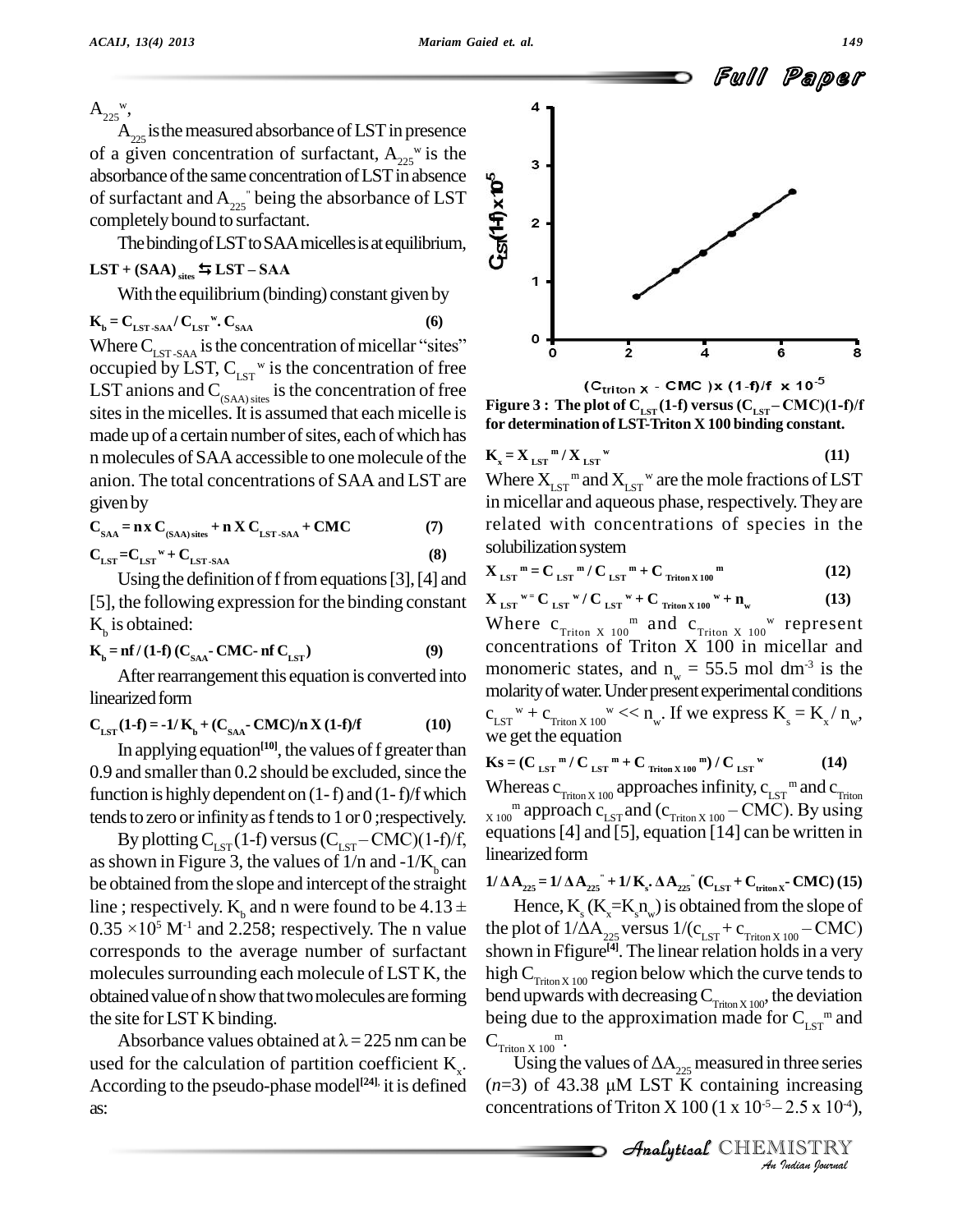$A_{225}^{w}$,

$A_{225}$ is the measured absorbance of LST in presence of a given concentration of surfactant, $A_{225}^{w}$ is the absorbance of the same concentration of LST in absence of surfactant and $A_{225}^{"}$ being the absorbance of LST completely bound to surfactant.

The binding of LST to SAA micelles is at equilibrium,

$$LST + (SAA)_{sites} \leftrightarrows LST - SAA$$

With the equilibrium (binding) constant given by

$$K_b = C_{LST\text{-}SAA} / C_{LST}^{w} . C_{SAA} \quad (6)$$

Where $C_{LST\text{-}SAA}$ is the concentration of micellar "sites" occupied by LST, $C_{LST}^{w}$ is the concentration of free LST anions and $C_{(SAA)\,sites}$ is the concentration of free sites in the micelles. It is assumed that each micelle is made up of a certain number of sites, each of which has n molecules of SAA accessible to one molecule of the anion. The total concentrations of SAA and LST are given by

$$C_{SAA} = n\,x\,C_{(SAA)\,sites} + n\,X\,C_{LST\text{-}SAA} + CMC \quad (7)$$

$$C_{LST} = C_{LST}^{w} + C_{LST\text{-}SAA} \quad (8)$$

Using the definition of f from equations [3], [4] and [5], the following expression for the binding constant $K_b$ is obtained:

$$K_b = nf / (1\text{-}f)\,(C_{SAA}\text{- } CMC\text{- } nf\,C_{LST}) \quad (9)$$

After rearrangement this equation is converted into linearized form

$$C_{LST}(1\text{-}f) = \text{-}1/ K_b + (C_{SAA}\text{- } CMC)/n\,X\,(1\text{-}f)/f \quad (10)$$

In applying equation[10], the values of f greater than 0.9 and smaller than 0.2 should be excluded, since the function is highly dependent on (1- f) and (1- f)/f which tends to zero or infinity as f tends to 1 or 0 ;respectively.

By plotting $C_{LST}$(1-f) versus ($C_{LST}$ – CMC)(1-f)/f, as shown in Figure 3, the values of 1/n and -1/$K_b$ can be obtained from the slope and intercept of the straight line ; respectively. $K_b$ and n were found to be 4.13 ± 0.35 ×$10^5$ $M^{-1}$ and 2.258; respectively. The n value corresponds to the average number of surfactant molecules surrounding each molecule of LST K, the obtained value of n show that two molecules are forming the site for LST K binding.

Absorbance values obtained at λ = 225 nm can be used for the calculation of partition coefficient $K_x$. According to the pseudo-phase model[24], it is defined as:

Figure 3 : The plot of $C_{LST}$(1-f) versus ($C_{LST}$ – CMC)(1-f)/f for determination of LST-Triton X 100 binding constant.

$$K_x = X_{LST}^{m} / X_{LST}^{w} \quad (11)$$

Where $X_{LST}^{m}$ and $X_{LST}^{w}$ are the mole fractions of LST in micellar and aqueous phase, respectively. They are related with concentrations of species in the solubilization system

$$X_{LST}^{m} = C_{LST}^{m} / C_{LST}^{m} + C_{Triton\,X\,100}^{m} \quad (12)$$

$$X_{LST}^{w} = C_{LST}^{w} / C_{LST}^{w} + C_{Triton\,X\,100}^{w} + n_w \quad (13)$$

Where $c_{Triton\,X\,100}^{m}$ and $c_{Triton\,X\,100}^{w}$ represent concentrations of Triton X 100 in micellar and monomeric states, and $n_w$ = 55.5 mol $dm^{-3}$ is the molarity of water. Under present experimental conditions $c_{LST}^{w} + c_{Triton\,X\,100}^{w} << n_w$. If we express $K_s = K_x / n_w$, we get the equation

$$Ks = (C_{LST}^{m} / C_{LST}^{m} + C_{Triton\,X\,100}^{m}) / C_{LST}^{w} \quad (14)$$

Whereas $c_{Triton\,X\,100}$ approaches infinity, $c_{LST}^{m}$ and $c_{Triton\,X\,100}^{m}$ approach $c_{LST}$ and ($c_{Triton\,X\,100}$ – CMC). By using equations [4] and [5], equation [14] can be written in linearized form

$$1/\Delta A_{225} = 1/\Delta A_{225}^{"} + 1/K_s.\,\Delta A_{225}^{"}\,(C_{LST} + C_{triton\,X}\text{- } CMC) \quad (15)$$

Hence, $K_s$ ($K_x$=$K_s n_w$) is obtained from the slope of the plot of 1/$\Delta A_{225}$ versus 1/($c_{LST}$ + $c_{Triton\,X\,100}$ – CMC) shown in Ffigure[4]. The linear relation holds in a very high $C_{Triton\,X\,100}$ region below which the curve tends to bend upwards with decreasing $C_{Triton\,X\,100}$, the deviation being due to the approximation made for $C_{LST}^{m}$ and $C_{Triton\,X\,100}^{m}$.

Using the values of $\Delta A_{225}$ measured in three series (*n*=3) of 43.38 μM LST K containing increasing concentrations of Triton X 100 (1 x $10^{-5}$ – 2.5 x $10^{-4}$),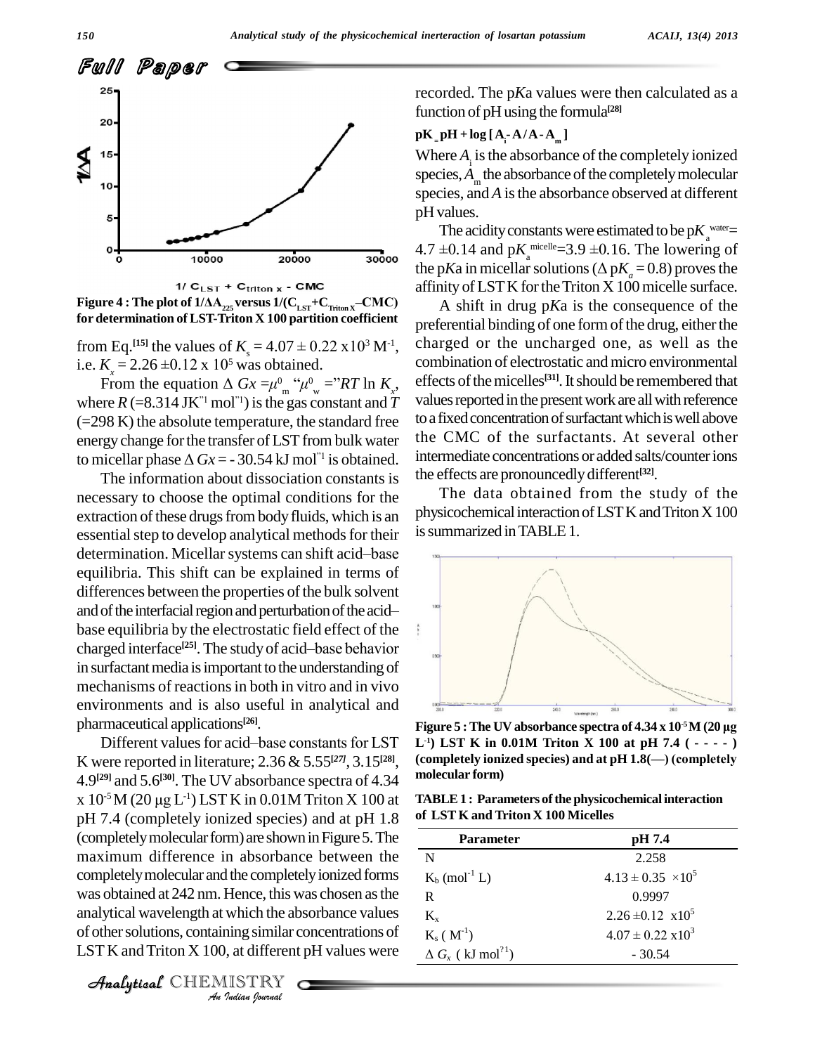Figure 4 : The plot of $1/\Delta A_{225}$ versus $1/(C_{LST}+C_{Triton\,X}–CMC)$ for determination of LST-Triton X 100 partition coefficient

from Eq.[15] the values of $K_s = 4.07 \pm 0.22 \times 10^3$ $M^{-1}$, i.e. $K_x = 2.26 \pm 0.12 \times 10^5$ was obtained.

From the equation $\Delta Gx = \mu^0_m - \mu^0_w = -RT \ln K_x$, where $R$ (=8.314 $JK^{-1}$ $mol^{-1}$) is the gas constant and $T$ (=298 K) the absolute temperature, the standard free energy change for the transfer of LST from bulk water to micellar phase $\Delta Gx$ = - 30.54 kJ $mol^{-1}$ is obtained.

The information about dissociation constants is necessary to choose the optimal conditions for the extraction of these drugs from body fluids, which is an essential step to develop analytical methods for their determination. Micellar systems can shift acid–base equilibria. This shift can be explained in terms of differences between the properties of the bulk solvent and of the interfacial region and perturbation of the acid–base equilibria by the electrostatic field effect of the charged interface[25]. The study of acid–base behavior in surfactant media is important to the understanding of mechanisms of reactions in both in vitro and in vivo environments and is also useful in analytical and pharmaceutical applications[26].

Different values for acid–base constants for LST K were reported in literature; 2.36 & 5.55[27], 3.15[28], 4.9[29] and 5.6[30]. The UV absorbance spectra of 4.34 x $10^{-5}$ M (20 µg $L^{-1}$) LST K in 0.01M Triton X 100 at pH 7.4 (completely ionized species) and at pH 1.8 (completely molecular form) are shown in Figure 5. The maximum difference in absorbance between the completely molecular and the completely ionized forms was obtained at 242 nm. Hence, this was chosen as the analytical wavelength at which the absorbance values of other solutions, containing similar concentrations of LST K and Triton X 100, at different pH values were recorded. The p*K*a values were then calculated as a function of pH using the formula[28]

$$pK = pH + \log [A_i - A / A - A_m]$$

Where $A_i$ is the absorbance of the completely ionized species, $A_m$ the absorbance of the completely molecular species, and $A$ is the absorbance observed at different pH values.

The acidity constants were estimated to be $pK_a^{water}$ = 4.7 ±0.14 and $pK_a^{micelle}$ = 3.9 ±0.16. The lowering of the p*K*a in micellar solutions ($\Delta pK_a = 0.8$) proves the affinity of LST K for the Triton X 100 micelle surface.

A shift in drug p*K*a is the consequence of the preferential binding of one form of the drug, either the charged or the uncharged one, as well as the combination of electrostatic and micro environmental effects of the micelles[31]. It should be remembered that values reported in the present work are all with reference to a fixed concentration of surfactant which is well above the CMC of the surfactants. At several other intermediate concentrations or added salts/counter ions the effects are pronouncedly different[32].

The data obtained from the study of the physicochemical interaction of LST K and Triton X 100 is summarized in TABLE 1.

Figure 5 : The UV absorbance spectra of 4.34 x $10^{-5}$ M (20 µg $L^{-1}$) LST K in 0.01M Triton X 100 at pH 7.4 ( - - - - ) (completely ionized species) and at pH 1.8(—) (completely molecular form)

TABLE 1 : Parameters of the physicochemical interaction of LST K and Triton X 100 Micelles

| Parameter | pH 7.4 |
|---|---|
| N | 2.258 |
| $K_b$ ($mol^{-1}$ L) | $4.13 \pm 0.35 \times 10^5$ |
| R | 0.9997 |
| $K_x$ | $2.26 \pm 0.12 \times 10^5$ |
| $K_s$ ( $M^{-1}$) | $4.07 \pm 0.22 \times 10^3$ |
| $\Delta G_x$ ( kJ $mol^{-1}$) | - 30.54 |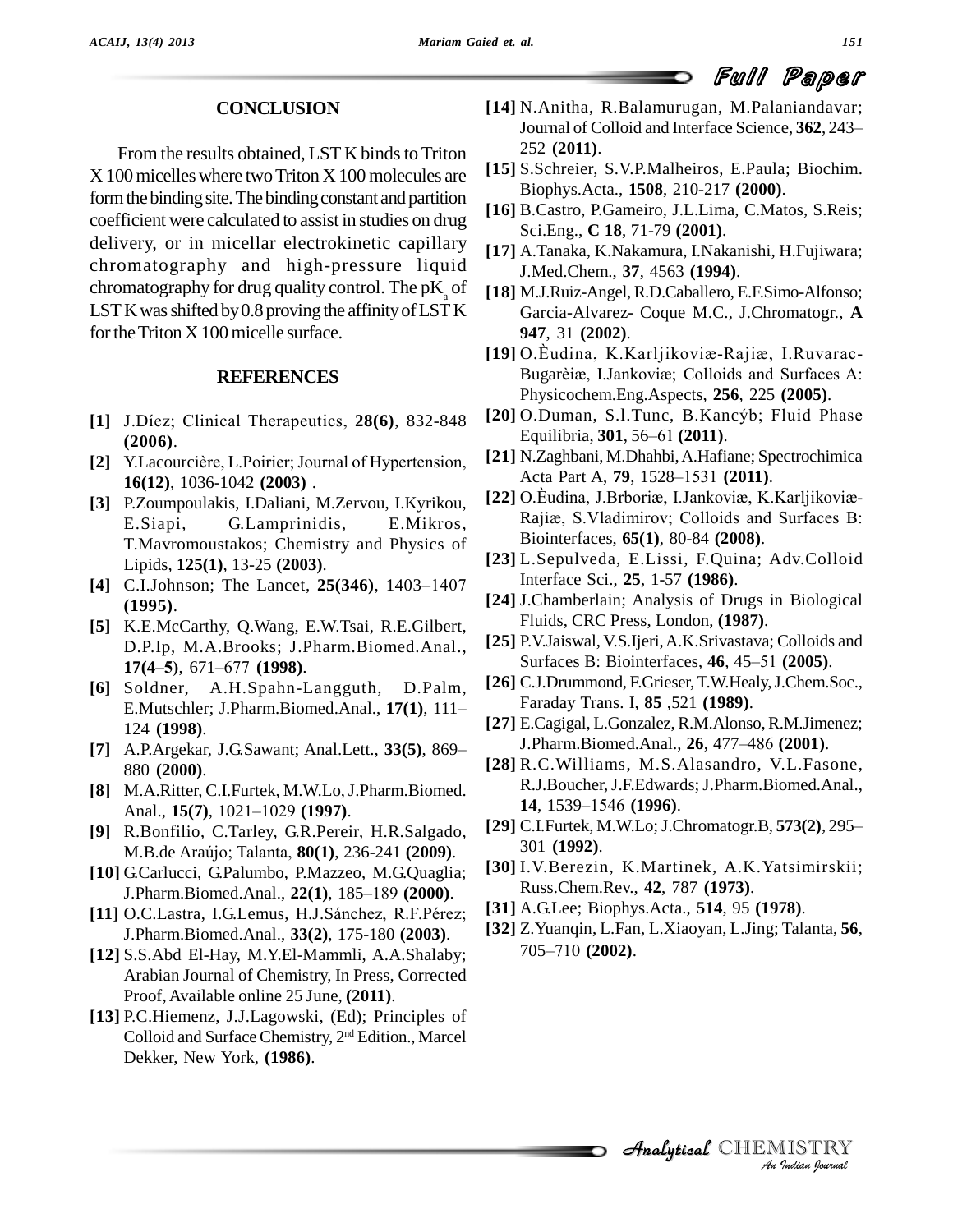## CONCLUSION

From the results obtained, LST K binds to Triton X 100 micelles where two Triton X 100 molecules are form the binding site. The binding constant and partition coefficient were calculated to assist in studies on drug delivery, or in micellar electrokinetic capillary chromatography and high-pressure liquid chromatography for drug quality control. The $pK_a$ of LST K was shifted by 0.8 proving the affinity of LST K for the Triton X 100 micelle surface.

## REFERENCES

**[1]** J.Díez; Clinical Therapeutics, **28(6)**, 832-848 **(2006)**.

**[2]** Y.Lacourcière, L.Poirier; Journal of Hypertension, **16(12)**, 1036-1042 **(2003)** .

**[3]** P.Zoumpoulakis, I.Daliani, M.Zervou, I.Kyrikou, E.Siapi, G.Lamprinidis, E.Mikros, T.Mavromoustakos; Chemistry and Physics of Lipids, **125(1)**, 13-25 **(2003)**.

**[4]** C.I.Johnson; The Lancet, **25(346)**, 1403–1407 **(1995)**.

**[5]** K.E.McCarthy, Q.Wang, E.W.Tsai, R.E.Gilbert, D.P.Ip, M.A.Brooks; J.Pharm.Biomed.Anal., **17(4–5)**, 671–677 **(1998)**.

**[6]** Soldner, A.H.Spahn-Langguth, D.Palm, E.Mutschler; J.Pharm.Biomed.Anal., **17(1)**, 111–124 **(1998)**.

**[7]** A.P.Argekar, J.G.Sawant; Anal.Lett., **33(5)**, 869–880 **(2000)**.

**[8]** M.A.Ritter, C.I.Furtek, M.W.Lo, J.Pharm.Biomed. Anal., **15(7)**, 1021–1029 **(1997)**.

**[9]** R.Bonfilio, C.Tarley, G.R.Pereir, H.R.Salgado, M.B.de Araújo; Talanta, **80(1)**, 236-241 **(2009)**.

**[10]** G.Carlucci, G.Palumbo, P.Mazzeo, M.G.Quaglia; J.Pharm.Biomed.Anal., **22(1)**, 185–189 **(2000)**.

**[11]** O.C.Lastra, I.G.Lemus, H.J.Sánchez, R.F.Pérez; J.Pharm.Biomed.Anal., **33(2)**, 175-180 **(2003)**.

**[12]** S.S.Abd El-Hay, M.Y.El-Mammli, A.A.Shalaby; Arabian Journal of Chemistry, In Press, Corrected Proof, Available online 25 June, **(2011)**.

**[13]** P.C.Hiemenz, J.J.Lagowski, (Ed); Principles of Colloid and Surface Chemistry, 2nd Edition., Marcel Dekker, New York, **(1986)**.

**[14]** N.Anitha, R.Balamurugan, M.Palaniandavar; Journal of Colloid and Interface Science, **362**, 243–252 **(2011)**.

**[15]** S.Schreier, S.V.P.Malheiros, E.Paula; Biochim. Biophys.Acta., **1508**, 210-217 **(2000)**.

**[16]** B.Castro, P.Gameiro, J.L.Lima, C.Matos, S.Reis; Sci.Eng., **C 18**, 71-79 **(2001)**.

**[17]** A.Tanaka, K.Nakamura, I.Nakanishi, H.Fujiwara; J.Med.Chem., **37**, 4563 **(1994)**.

**[18]** M.J.Ruiz-Angel, R.D.Caballero, E.F.Simo-Alfonso; Garcia-Alvarez- Coque M.C., J.Chromatogr., **A 947**, 31 **(2002)**.

**[19]** O.Èudina, K.Karljikoviæ-Rajiæ, I.Ruvarac-Bugarèiæ, I.Jankoviæ; Colloids and Surfaces A: Physicochem.Eng.Aspects, **256**, 225 **(2005)**.

**[20]** O.Duman, S.l.Tunc, B.Kancýb; Fluid Phase Equilibria, **301**, 56–61 **(2011)**.

**[21]** N.Zaghbani, M.Dhahbi, A.Hafiane; Spectrochimica Acta Part A, **79**, 1528–1531 **(2011)**.

**[22]** O.Èudina, J.Brboriæ, I.Jankoviæ, K.Karljikoviæ-Rajiæ, S.Vladimirov; Colloids and Surfaces B: Biointerfaces, **65(1)**, 80-84 **(2008)**.

**[23]** L.Sepulveda, E.Lissi, F.Quina; Adv.Colloid Interface Sci., **25**, 1-57 **(1986)**.

**[24]** J.Chamberlain; Analysis of Drugs in Biological Fluids, CRC Press, London, **(1987)**.

**[25]** P.V.Jaiswal, V.S.Ijeri, A.K.Srivastava; Colloids and Surfaces B: Biointerfaces, **46**, 45–51 **(2005)**.

**[26]** C.J.Drummond, F.Grieser, T.W.Healy, J.Chem.Soc., Faraday Trans. I, **85** ,521 **(1989)**.

**[27]** E.Cagigal, L.Gonzalez, R.M.Alonso, R.M.Jimenez; J.Pharm.Biomed.Anal., **26**, 477–486 **(2001)**.

**[28]** R.C.Williams, M.S.Alasandro, V.L.Fasone, R.J.Boucher, J.F.Edwards; J.Pharm.Biomed.Anal., **14**, 1539–1546 **(1996)**.

**[29]** C.I.Furtek, M.W.Lo; J.Chromatogr.B, **573(2)**, 295–301 **(1992)**.

**[30]** I.V.Berezin, K.Martinek, A.K.Yatsimirskii; Russ.Chem.Rev., **42**, 787 **(1973)**.

**[31]** A.G.Lee; Biophys.Acta., **514**, 95 **(1978)**.

**[32]** Z.Yuanqin, L.Fan, L.Xiaoyan, L.Jing; Talanta, **56**, 705–710 **(2002)**.